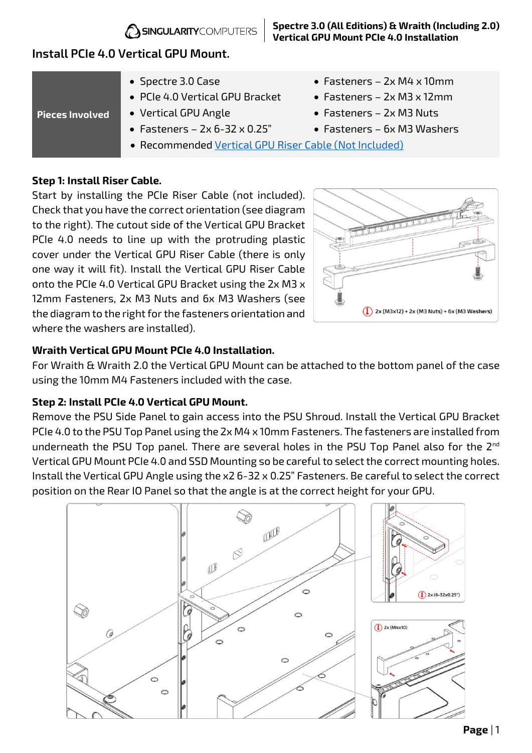## Install PCIe 4.0 Vertical GPU Mount.

| Pieces Involved | |
|---|---|
| | • Spectre 3.0 Case<br>• PCIe 4.0 Vertical GPU Bracket<br>• Vertical GPU Angle<br>• Fasteners – 2x 6-32 x 0.25"<br>• Fasteners – 2x M4 x 10mm<br>• Fasteners – 2x M3 x 12mm<br>• Fasteners – 2x M3 Nuts<br>• Fasteners – 6x M3 Washers<br>• Recommended Vertical GPU Riser Cable (Not Included) |

**Step 1: Install Riser Cable.**

Start by installing the PCIe Riser Cable (not included). Check that you have the correct orientation (see diagram to the right). The cutout side of the Vertical GPU Bracket PCIe 4.0 needs to line up with the protruding plastic cover under the Vertical GPU Riser Cable (there is only one way it will fit). Install the Vertical GPU Riser Cable onto the PCIe 4.0 Vertical GPU Bracket using the 2x M3 x 12mm Fasteners, 2x M3 Nuts and 6x M3 Washers (see the diagram to the right for the fasteners orientation and where the washers are installed).

2x (M3x12) + 2x (M3 Nuts) + 6x (M3 Washers)

**Wraith Vertical GPU Mount PCIe 4.0 Installation.**

For Wraith & Wraith 2.0 the Vertical GPU Mount can be attached to the bottom panel of the case using the 10mm M4 Fasteners included with the case.

**Step 2: Install PCIe 4.0 Vertical GPU Mount.**

Remove the PSU Side Panel to gain access into the PSU Shroud. Install the Vertical GPU Bracket PCIe 4.0 to the PSU Top Panel using the 2x M4 x 10mm Fasteners. The fasteners are installed from underneath the PSU Top panel. There are several holes in the PSU Top Panel also for the 2nd Vertical GPU Mount PCIe 4.0 and SSD Mounting so be careful to select the correct mounting holes. Install the Vertical GPU Angle using the x2 6-32 x 0.25" Fasteners. Be careful to select the correct position on the Rear IO Panel so that the angle is at the correct height for your GPU.

2x (6-32x0.25")

2x (M4x10)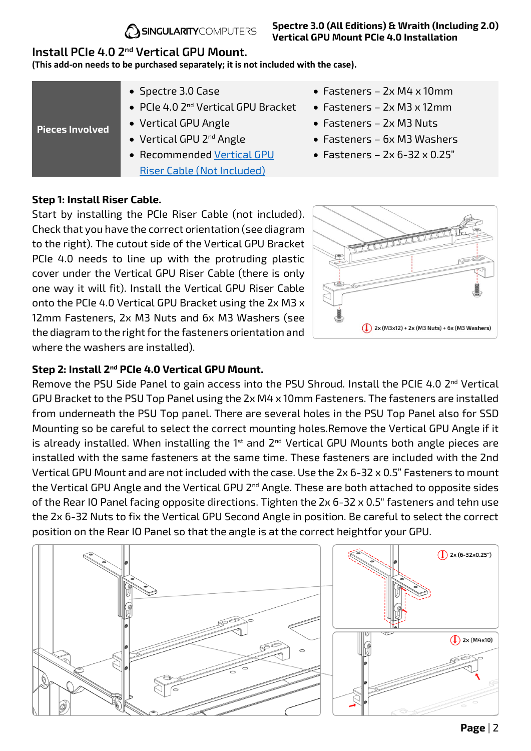## Install PCIe 4.0 2nd Vertical GPU Mount.

**(This add-on needs to be purchased separately; it is not included with the case).**

| | | |
|---|---|---|
| **Pieces Involved** | • Spectre 3.0 Case<br>• PCIe 4.0 2nd Vertical GPU Bracket<br>• Vertical GPU Angle<br>• Vertical GPU 2nd Angle<br>• Recommended Vertical GPU Riser Cable (Not Included) | • Fasteners – 2x M4 x 10mm<br>• Fasteners – 2x M3 x 12mm<br>• Fasteners – 2x M3 Nuts<br>• Fasteners – 6x M3 Washers<br>• Fasteners – 2x 6-32 x 0.25" |

**Step 1: Install Riser Cable.**

Start by installing the PCIe Riser Cable (not included). Check that you have the correct orientation (see diagram to the right). The cutout side of the Vertical GPU Bracket PCIe 4.0 needs to line up with the protruding plastic cover under the Vertical GPU Riser Cable (there is only one way it will fit). Install the Vertical GPU Riser Cable onto the PCIe 4.0 Vertical GPU Bracket using the 2x M3 x 12mm Fasteners, 2x M3 Nuts and 6x M3 Washers (see the diagram to the right for the fasteners orientation and where the washers are installed).

2x (M3x12) + 2x (M3 Nuts) + 6x (M3 Washers)

**Step 2: Install 2nd PCIe 4.0 Vertical GPU Mount.**

Remove the PSU Side Panel to gain access into the PSU Shroud. Install the PCIE 4.0 2nd Vertical GPU Bracket to the PSU Top Panel using the 2x M4 x 10mm Fasteners. The fasteners are installed from underneath the PSU Top panel. There are several holes in the PSU Top Panel also for SSD Mounting so be careful to select the correct mounting holes.Remove the Vertical GPU Angle if it is already installed. When installing the 1st and 2nd Vertical GPU Mounts both angle pieces are installed with the same fasteners at the same time. These fasteners are included with the 2nd Vertical GPU Mount and are not included with the case. Use the 2x 6-32 x 0.5" Fasteners to mount the Vertical GPU Angle and the Vertical GPU 2nd Angle. These are both attached to opposite sides of the Rear IO Panel facing opposite directions. Tighten the 2x 6-32 x 0.5" fasteners and tehn use the 2x 6-32 Nuts to fix the Vertical GPU Second Angle in position. Be careful to select the correct position on the Rear IO Panel so that the angle is at the correct heightfor your GPU.

2x (6-32x0.25")

2x (M4x10)